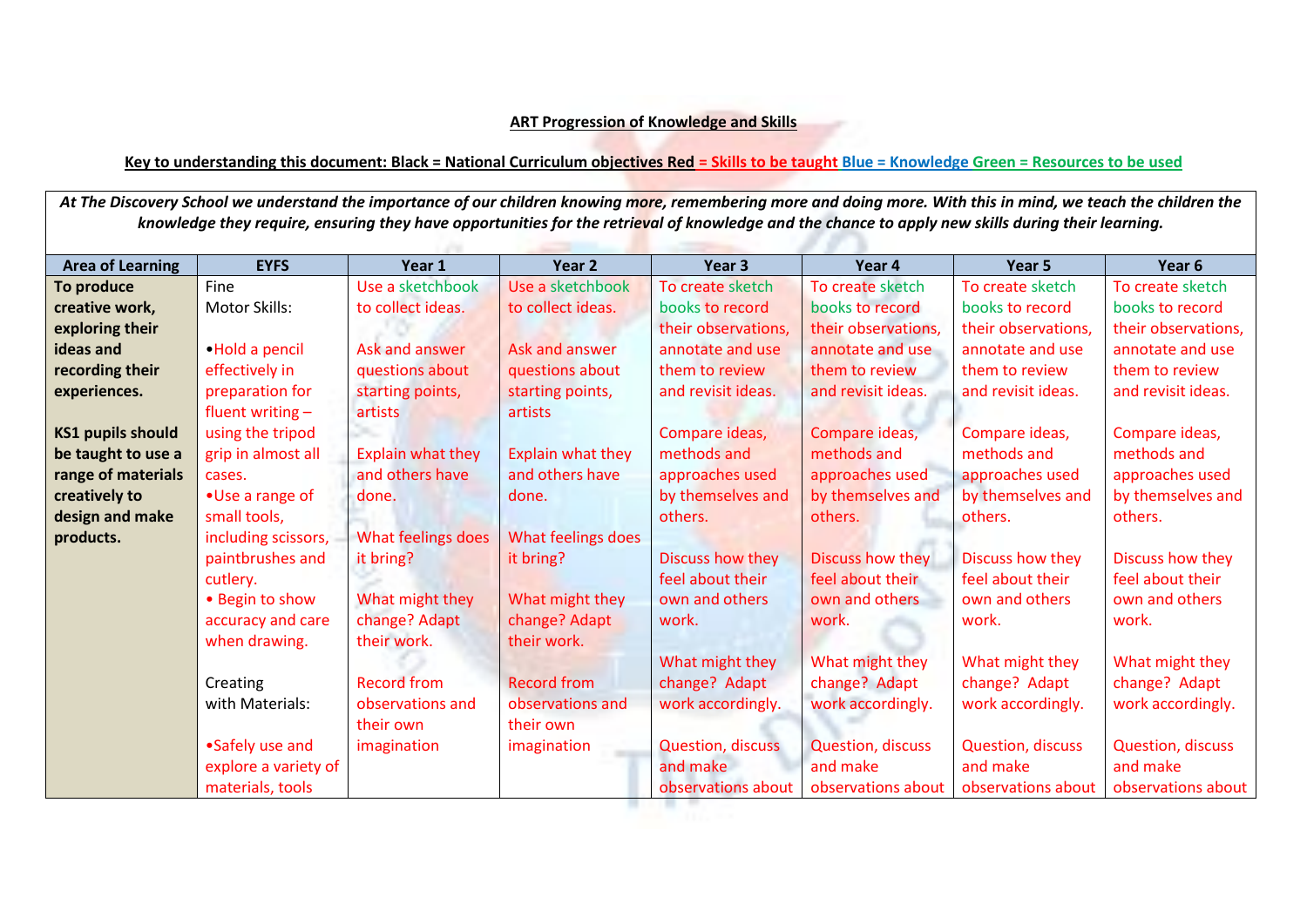**ART Progression of Knowledge and Skills**

**Key to understanding this document: Black = National Curriculum objectives Red = Skills to be taught Blue = Knowledge Green = Resources to be used**

***At The Discovery School we understand the importance of our children knowing more, remembering more and doing more. With this in mind, we teach the children the knowledge they require, ensuring they have opportunities for the retrieval of knowledge and the chance to apply new skills during their learning.***

| Area of Learning | EYFS | Year 1 | Year 2 | Year 3 | Year 4 | Year 5 | Year 6 |
|---|---|---|---|---|---|---|---|
| **To produce creative work, exploring their ideas and recording their experiences.**<br><br>**KS1 pupils should be taught to use a range of materials creatively to design and make products.** | Fine Motor Skills:<br><br>•Hold a pencil effectively in preparation for fluent writing – using the tripod grip in almost all cases.<br>•Use a range of small tools, including scissors, paintbrushes and cutlery.<br>• Begin to show accuracy and care when drawing.<br><br>Creating with Materials:<br><br>•Safely use and explore a variety of materials, tools | Use a sketchbook to collect ideas.<br><br>Ask and answer questions about starting points, artists<br><br>Explain what they and others have done.<br><br>What feelings does it bring?<br><br>What might they change? Adapt their work.<br><br>Record from observations and their own imagination | Use a sketchbook to collect ideas.<br><br>Ask and answer questions about starting points, artists<br><br>Explain what they and others have done.<br><br>What feelings does it bring?<br><br>What might they change? Adapt their work.<br><br>Record from observations and their own imagination | To create sketch books to record their observations, annotate and use them to review and revisit ideas.<br><br>Compare ideas, methods and approaches used by themselves and others.<br><br>Discuss how they feel about their own and others work.<br><br>What might they change? Adapt work accordingly.<br><br>Question, discuss and make observations about | To create sketch books to record their observations, annotate and use them to review and revisit ideas.<br><br>Compare ideas, methods and approaches used by themselves and others.<br><br>Discuss how they feel about their own and others work.<br><br>What might they change? Adapt work accordingly.<br><br>Question, discuss and make observations about | To create sketch books to record their observations, annotate and use them to review and revisit ideas.<br><br>Compare ideas, methods and approaches used by themselves and others.<br><br>Discuss how they feel about their own and others work.<br><br>What might they change? Adapt work accordingly.<br><br>Question, discuss and make observations about | To create sketch books to record their observations, annotate and use them to review and revisit ideas.<br><br>Compare ideas, methods and approaches used by themselves and others.<br><br>Discuss how they feel about their own and others work.<br><br>What might they change? Adapt work accordingly.<br><br>Question, discuss and make observations about |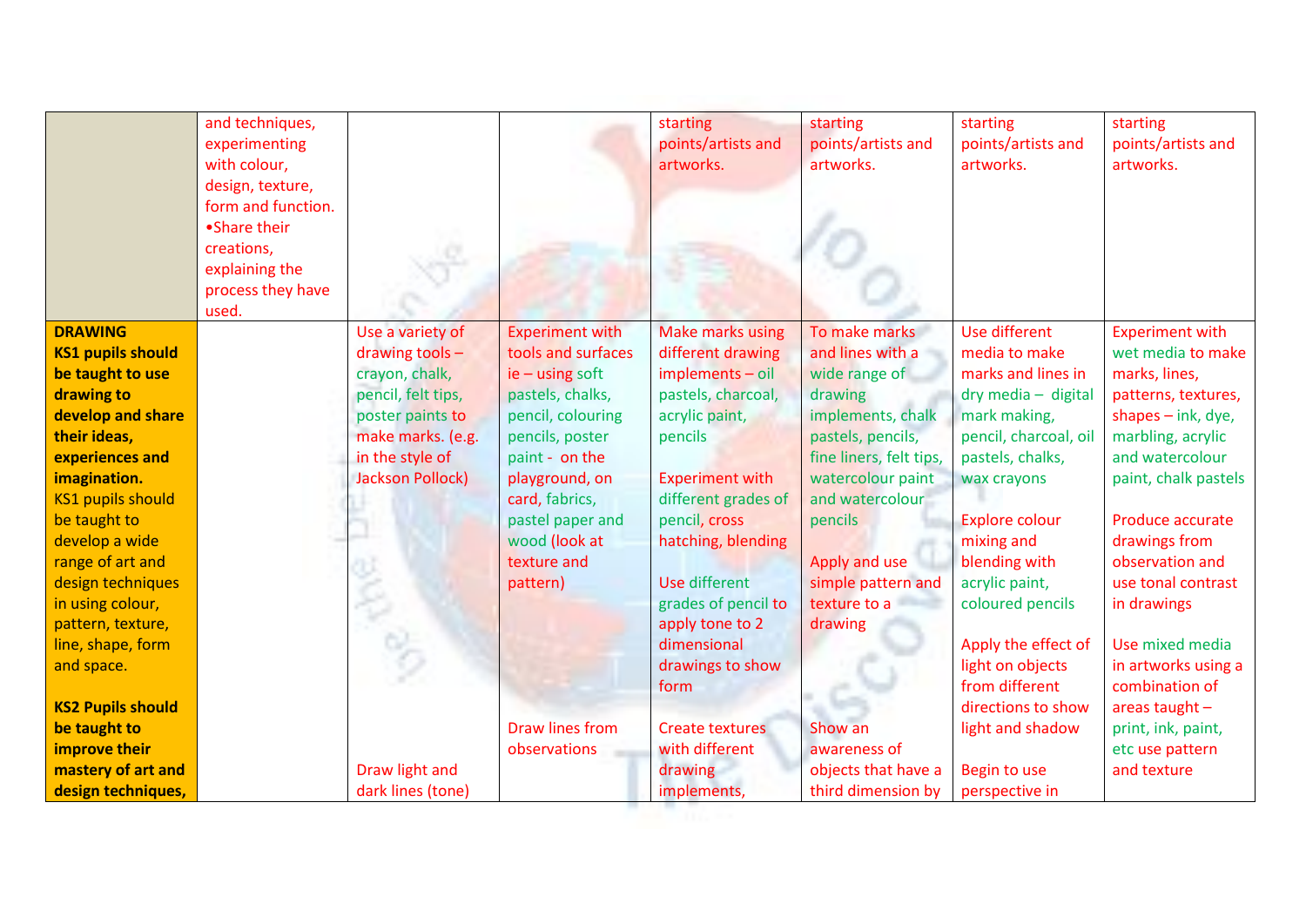| | | | | | | | |
|---|---|---|---|---|---|---|---|
| | and techniques, experimenting with colour, design, texture, form and function. •Share their creations, explaining the process they have used. | | | starting points/artists and artworks. | starting points/artists and artworks. | starting points/artists and artworks. | starting points/artists and artworks. |
| **DRAWING** **KS1 pupils should be taught to use drawing to develop and share their ideas, experiences and imagination.** KS1 pupils should be taught to develop a wide range of art and design techniques in using colour, pattern, texture, line, shape, form and space. **KS2 Pupils should be taught to improve their mastery of art and design techniques,** | | Use a variety of drawing tools – crayon, chalk, pencil, felt tips, poster paints to make marks. (e.g. in the style of Jackson Pollock) Draw light and dark lines (tone) | Experiment with tools and surfaces ie – using soft pastels, chalks, pencil, colouring pencils, poster paint - on the playground, on card, fabrics, pastel paper and wood (look at texture and pattern) Draw lines from observations | Make marks using different drawing implements – oil pastels, charcoal, acrylic paint, pencils Experiment with different grades of pencil, cross hatching, blending Use different grades of pencil to apply tone to 2 dimensional drawings to show form Create textures with different drawing implements, | To make marks and lines with a wide range of drawing implements, chalk pastels, pencils, fine liners, felt tips, watercolour paint and watercolour pencils Apply and use simple pattern and texture to a drawing Show an awareness of objects that have a third dimension by | Use different media to make marks and lines in dry media – digital mark making, pencil, charcoal, oil pastels, chalks, wax crayons Explore colour mixing and blending with acrylic paint, coloured pencils Apply the effect of light on objects from different directions to show light and shadow Begin to use perspective in | Experiment with wet media to make marks, lines, patterns, textures, shapes – ink, dye, marbling, acrylic and watercolour paint, chalk pastels Produce accurate drawings from observation and use tonal contrast in drawings Use mixed media in artworks using a combination of areas taught – print, ink, paint, etc use pattern and texture |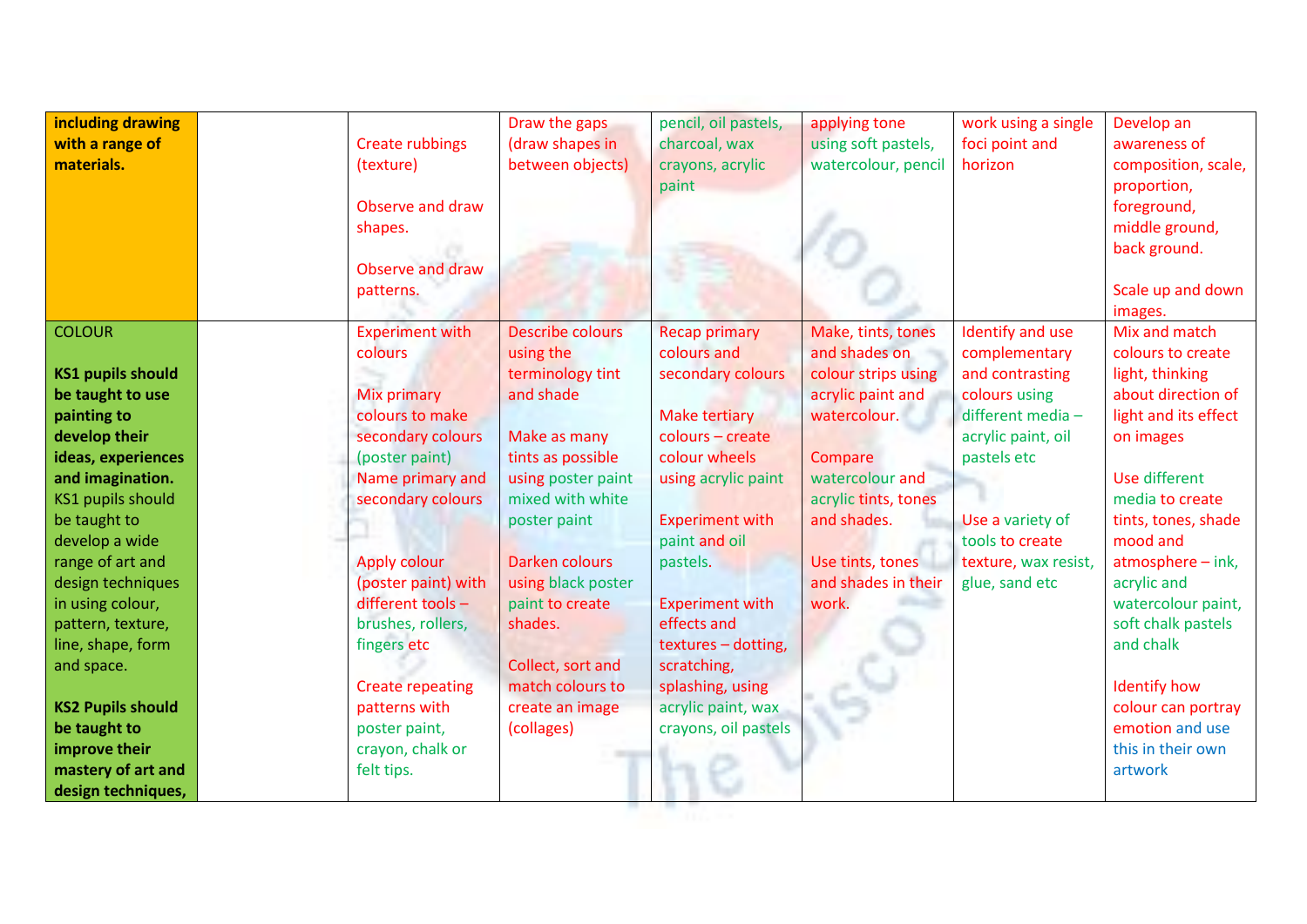| | | | | | | | |
|---|---|---|---|---|---|---|---|
| **including drawing with a range of materials.** | | Create rubbings (texture)<br><br>Observe and draw shapes.<br><br>Observe and draw patterns. | Draw the gaps (draw shapes in between objects) | pencil, oil pastels, charcoal, wax crayons, acrylic paint | applying tone using soft pastels, watercolour, pencil | work using a single foci point and horizon | Develop an awareness of composition, scale, proportion, foreground, middle ground, back ground.<br><br>Scale up and down images. |
| COLOUR<br><br>**KS1 pupils should be taught to use painting to develop their ideas, experiences and imagination.** KS1 pupils should be taught to develop a wide range of art and design techniques in using colour, pattern, texture, line, shape, form and space.<br><br>**KS2 Pupils should be taught to improve their mastery of art and design techniques,** | | Experiment with colours<br><br>Mix primary colours to make secondary colours (poster paint)<br>Name primary and secondary colours<br><br>Apply colour (poster paint) with different tools – brushes, rollers, fingers etc<br><br>Create repeating patterns with poster paint, crayon, chalk or felt tips. | Describe colours using the terminology tint and shade<br><br>Make as many tints as possible using poster paint mixed with white poster paint<br><br>Darken colours using black poster paint to create shades.<br><br>Collect, sort and match colours to create an image (collages) | Recap primary colours and secondary colours<br><br>Make tertiary colours – create colour wheels using acrylic paint<br><br>Experiment with paint and oil pastels.<br><br>Experiment with effects and textures – dotting, scratching, splashing, using acrylic paint, wax crayons, oil pastels | Make, tints, tones and shades on colour strips using acrylic paint and watercolour.<br><br>Compare watercolour and acrylic tints, tones and shades.<br><br>Use tints, tones and shades in their work. | Identify and use complementary and contrasting colours using different media – acrylic paint, oil pastels etc<br><br>Use a variety of tools to create texture, wax resist, glue, sand etc | Mix and match colours to create light, thinking about direction of light and its effect on images<br><br>Use different media to create tints, tones, shade mood and atmosphere – ink, acrylic and watercolour paint, soft chalk pastels and chalk<br><br>Identify how colour can portray emotion and use this in their own artwork |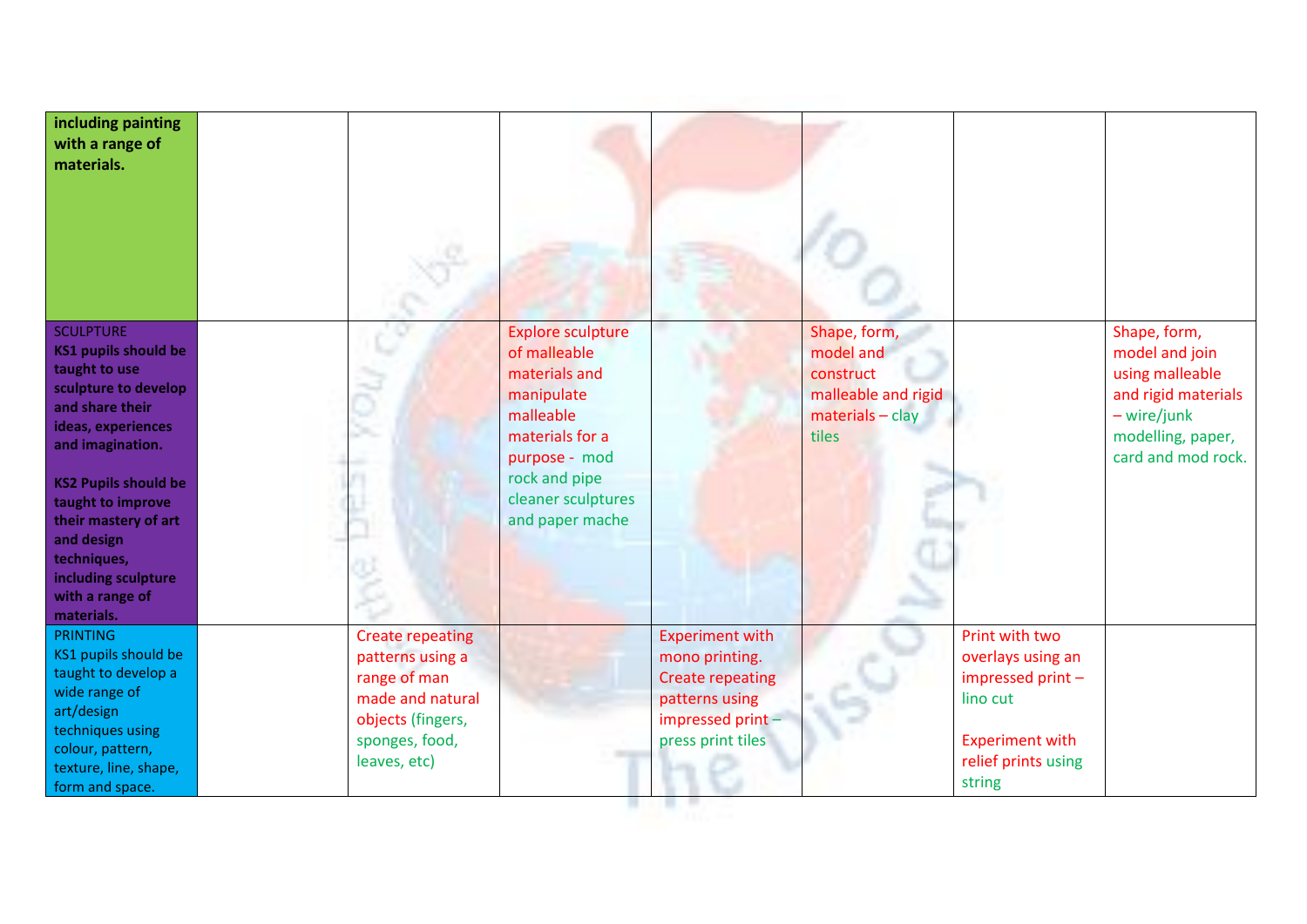| | | | | | | | |
|---|---|---|---|---|---|---|---|
| **including painting with a range of materials.** | | | | | | | |
| SCULPTURE<br>**KS1 pupils should be taught to use sculpture to develop and share their ideas, experiences and imagination.**<br><br>**KS2 Pupils should be taught to improve their mastery of art and design techniques, including sculpture with a range of materials.** | | | Explore sculpture of malleable materials and manipulate malleable materials for a purpose - mod rock and pipe cleaner sculptures and paper mache | | Shape, form, model and construct malleable and rigid materials – clay tiles | | Shape, form, model and join using malleable and rigid materials – wire/junk modelling, paper, card and mod rock. |
| PRINTING<br>KS1 pupils should be taught to develop a wide range of art/design techniques using colour, pattern, texture, line, shape, form and space. | | Create repeating patterns using a range of man made and natural objects (fingers, sponges, food, leaves, etc) | | Experiment with mono printing. Create repeating patterns using impressed print – press print tiles | | Print with two overlays using an impressed print – lino cut<br><br>Experiment with relief prints using string | |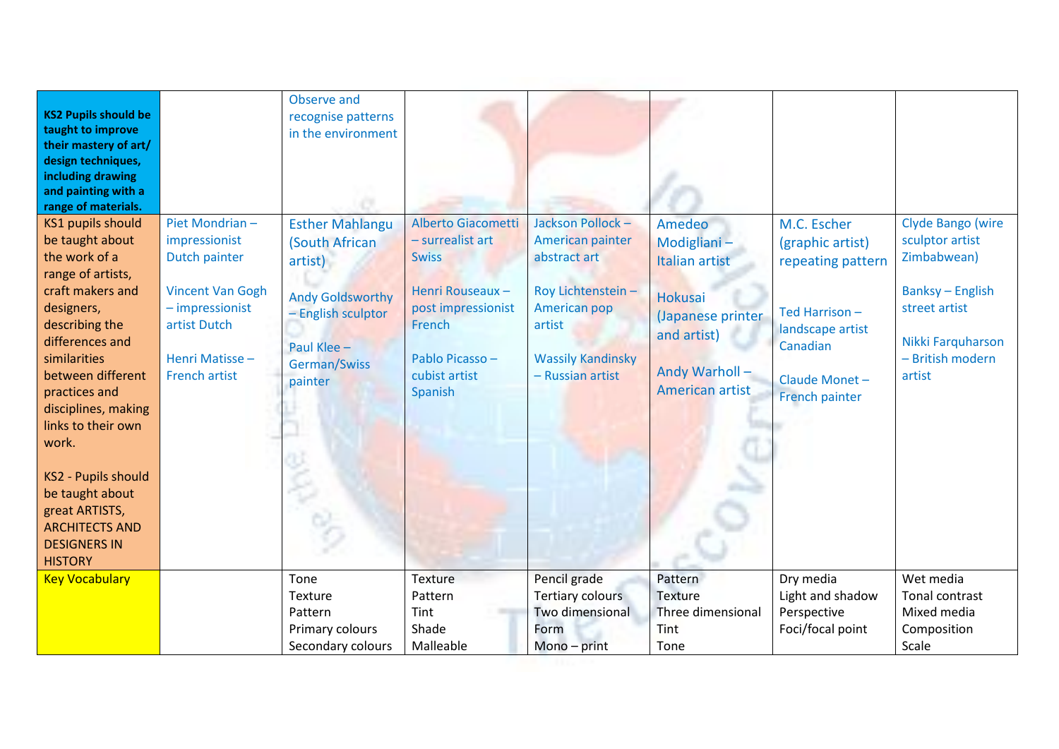| **KS2 Pupils should be taught to improve their mastery of art/ design techniques, including drawing and painting with a range of materials.** | | Observe and recognise patterns in the environment | | | | | |
|---|---|---|---|---|---|---|---|
| KS1 pupils should be taught about the work of a range of artists, craft makers and designers, describing the differences and similarities between different practices and disciplines, making links to their own work.<br><br>KS2 - Pupils should be taught about great ARTISTS, ARCHITECTS AND DESIGNERS IN HISTORY | Piet Mondrian – impressionist Dutch painter<br><br>Vincent Van Gogh – impressionist artist Dutch<br><br>Henri Matisse – French artist | Esther Mahlangu (South African artist)<br><br>Andy Goldsworthy – English sculptor<br><br>Paul Klee – German/Swiss painter | Alberto Giacometti – surrealist art Swiss<br><br>Henri Rouseaux – post impressionist French<br><br>Pablo Picasso – cubist artist Spanish | Jackson Pollock – American painter abstract art<br><br>Roy Lichtenstein – American pop artist<br><br>Wassily Kandinsky – Russian artist | Amedeo Modigliani – Italian artist<br><br>Hokusai (Japanese printer and artist)<br><br>Andy Warhol – American artist | M.C. Escher (graphic artist) repeating pattern<br><br>Ted Harrison – landscape artist Canadian<br><br>Claude Monet – French painter | Clyde Bango (wire sculptor artist Zimbabwean)<br><br>Banksy – English street artist<br><br>Nikki Farquharson – British modern artist |
| Key Vocabulary | | Tone<br>Texture<br>Pattern<br>Primary colours<br>Secondary colours | Texture<br>Pattern<br>Tint<br>Shade<br>Malleable | Pencil grade<br>Tertiary colours<br>Two dimensional<br>Form<br>Mono – print | Pattern<br>Texture<br>Three dimensional<br>Tint<br>Tone | Dry media<br>Light and shadow<br>Perspective<br>Foci/focal point | Wet media<br>Tonal contrast<br>Mixed media<br>Composition<br>Scale |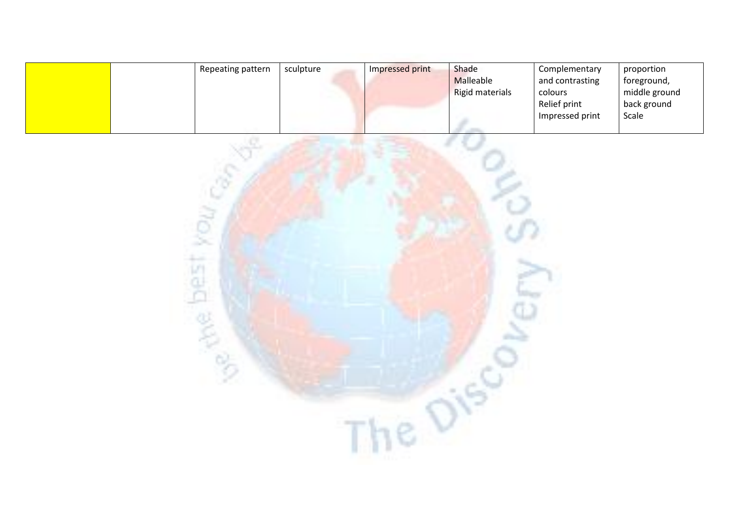| | | | | | | | |
|---|---|---|---|---|---|---|---|
| | | Repeating pattern | sculpture | Impressed print | Shade<br>Malleable<br>Rigid materials | Complementary and contrasting colours<br>Relief print<br>Impressed print | proportion<br>foreground,<br>middle ground<br>back ground<br>Scale |